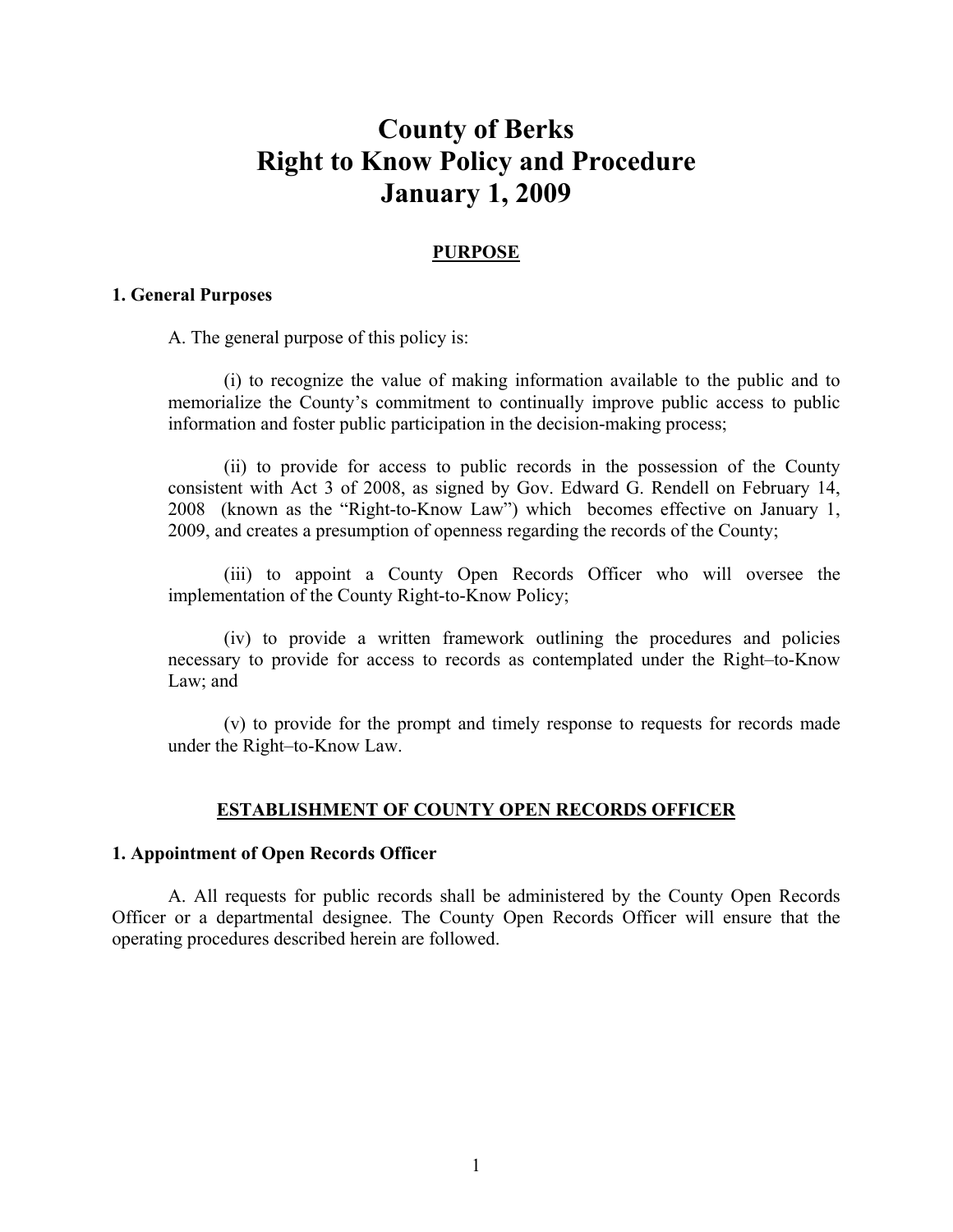# County of Berks
# Right to Know Policy and Procedure
# January 1, 2009

## PURPOSE

### 1. General Purposes

A. The general purpose of this policy is:

(i) to recognize the value of making information available to the public and to memorialize the County's commitment to continually improve public access to public information and foster public participation in the decision-making process;

(ii) to provide for access to public records in the possession of the County consistent with Act 3 of 2008, as signed by Gov. Edward G. Rendell on February 14, 2008 (known as the "Right-to-Know Law") which becomes effective on January 1, 2009, and creates a presumption of openness regarding the records of the County;

(iii) to appoint a County Open Records Officer who will oversee the implementation of the County Right-to-Know Policy;

(iv) to provide a written framework outlining the procedures and policies necessary to provide for access to records as contemplated under the Right–to-Know Law; and

(v) to provide for the prompt and timely response to requests for records made under the Right–to-Know Law.

## ESTABLISHMENT OF COUNTY OPEN RECORDS OFFICER

### 1. Appointment of Open Records Officer

A. All requests for public records shall be administered by the County Open Records Officer or a departmental designee. The County Open Records Officer will ensure that the operating procedures described herein are followed.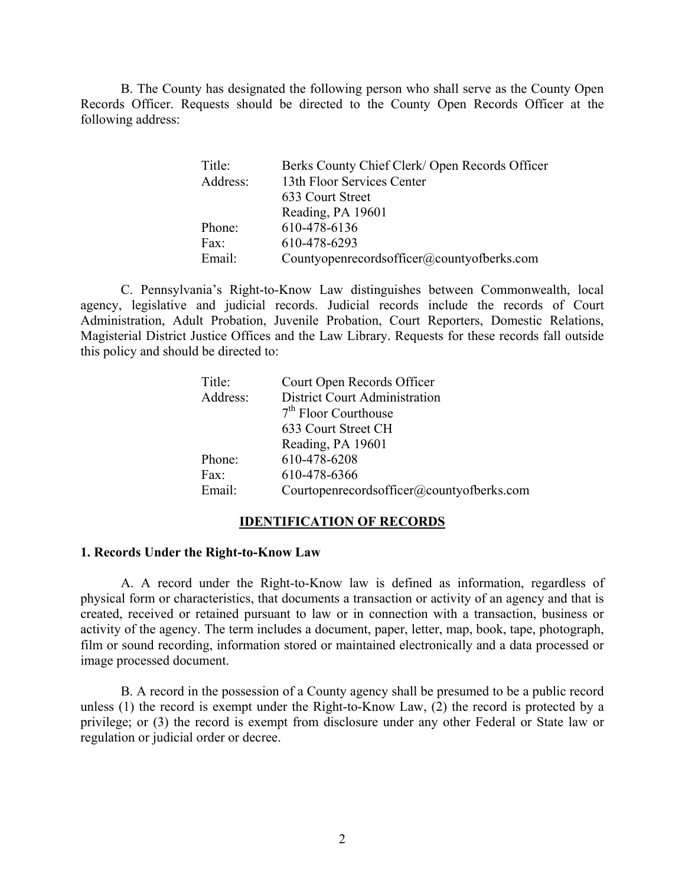B. The County has designated the following person who shall serve as the County Open Records Officer. Requests should be directed to the County Open Records Officer at the following address:

| | |
|---|---|
| Title: | Berks County Chief Clerk/ Open Records Officer |
| Address: | 13th Floor Services Center |
| | 633 Court Street |
| | Reading, PA 19601 |
| Phone: | 610-478-6136 |
| Fax: | 610-478-6293 |
| Email: | Countyopenrecordsofficer@countyofberks.com |

C. Pennsylvania's Right-to-Know Law distinguishes between Commonwealth, local agency, legislative and judicial records. Judicial records include the records of Court Administration, Adult Probation, Juvenile Probation, Court Reporters, Domestic Relations, Magisterial District Justice Offices and the Law Library. Requests for these records fall outside this policy and should be directed to:

| | |
|---|---|
| Title: | Court Open Records Officer |
| Address: | District Court Administration |
| | 7th Floor Courthouse |
| | 633 Court Street CH |
| | Reading, PA 19601 |
| Phone: | 610-478-6208 |
| Fax: | 610-478-6366 |
| Email: | Courtopenrecordsofficer@countyofberks.com |

## IDENTIFICATION OF RECORDS

### 1. Records Under the Right-to-Know Law

A. A record under the Right-to-Know law is defined as information, regardless of physical form or characteristics, that documents a transaction or activity of an agency and that is created, received or retained pursuant to law or in connection with a transaction, business or activity of the agency. The term includes a document, paper, letter, map, book, tape, photograph, film or sound recording, information stored or maintained electronically and a data processed or image processed document.

B. A record in the possession of a County agency shall be presumed to be a public record unless (1) the record is exempt under the Right-to-Know Law, (2) the record is protected by a privilege; or (3) the record is exempt from disclosure under any other Federal or State law or regulation or judicial order or decree.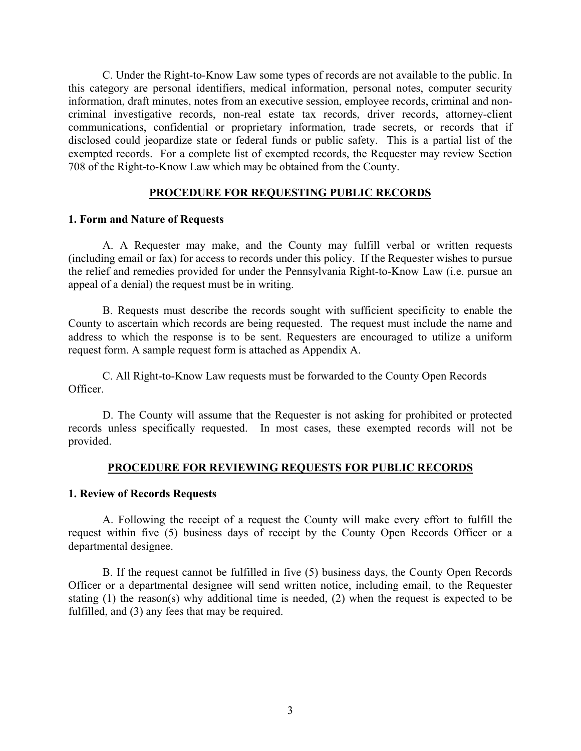C. Under the Right-to-Know Law some types of records are not available to the public. In this category are personal identifiers, medical information, personal notes, computer security information, draft minutes, notes from an executive session, employee records, criminal and non-criminal investigative records, non-real estate tax records, driver records, attorney-client communications, confidential or proprietary information, trade secrets, or records that if disclosed could jeopardize state or federal funds or public safety. This is a partial list of the exempted records. For a complete list of exempted records, the Requester may review Section 708 of the Right-to-Know Law which may be obtained from the County.

## PROCEDURE FOR REQUESTING PUBLIC RECORDS

### 1. Form and Nature of Requests

A. A Requester may make, and the County may fulfill verbal or written requests (including email or fax) for access to records under this policy. If the Requester wishes to pursue the relief and remedies provided for under the Pennsylvania Right-to-Know Law (i.e. pursue an appeal of a denial) the request must be in writing.

B. Requests must describe the records sought with sufficient specificity to enable the County to ascertain which records are being requested. The request must include the name and address to which the response is to be sent. Requesters are encouraged to utilize a uniform request form. A sample request form is attached as Appendix A.

C. All Right-to-Know Law requests must be forwarded to the County Open Records Officer.

D. The County will assume that the Requester is not asking for prohibited or protected records unless specifically requested. In most cases, these exempted records will not be provided.

## PROCEDURE FOR REVIEWING REQUESTS FOR PUBLIC RECORDS

### 1. Review of Records Requests

A. Following the receipt of a request the County will make every effort to fulfill the request within five (5) business days of receipt by the County Open Records Officer or a departmental designee.

B. If the request cannot be fulfilled in five (5) business days, the County Open Records Officer or a departmental designee will send written notice, including email, to the Requester stating (1) the reason(s) why additional time is needed, (2) when the request is expected to be fulfilled, and (3) any fees that may be required.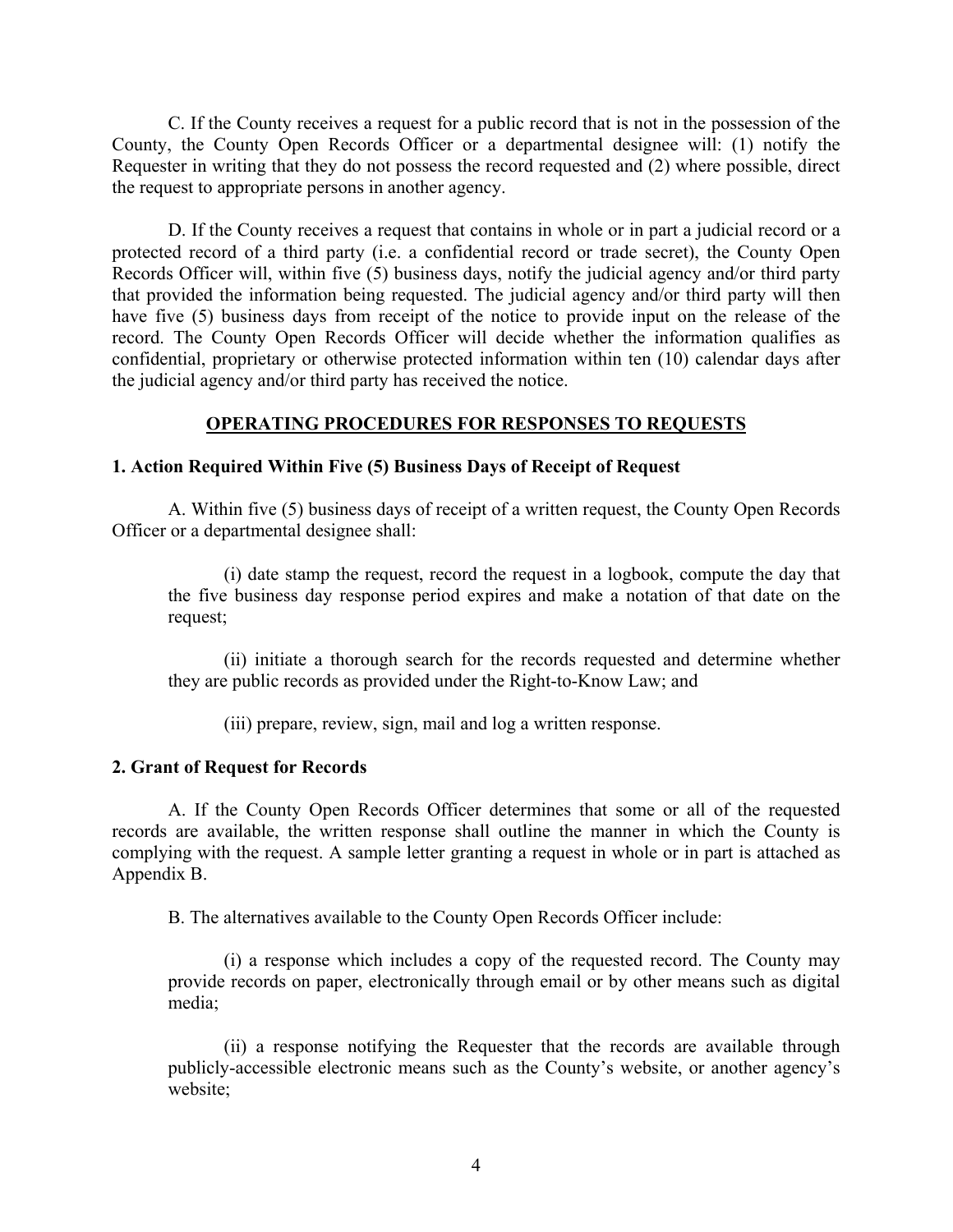C. If the County receives a request for a public record that is not in the possession of the County, the County Open Records Officer or a departmental designee will: (1) notify the Requester in writing that they do not possess the record requested and (2) where possible, direct the request to appropriate persons in another agency.

D. If the County receives a request that contains in whole or in part a judicial record or a protected record of a third party (i.e. a confidential record or trade secret), the County Open Records Officer will, within five (5) business days, notify the judicial agency and/or third party that provided the information being requested. The judicial agency and/or third party will then have five (5) business days from receipt of the notice to provide input on the release of the record. The County Open Records Officer will decide whether the information qualifies as confidential, proprietary or otherwise protected information within ten (10) calendar days after the judicial agency and/or third party has received the notice.

## OPERATING PROCEDURES FOR RESPONSES TO REQUESTS

### 1. Action Required Within Five (5) Business Days of Receipt of Request

A. Within five (5) business days of receipt of a written request, the County Open Records Officer or a departmental designee shall:

(i) date stamp the request, record the request in a logbook, compute the day that the five business day response period expires and make a notation of that date on the request;

(ii) initiate a thorough search for the records requested and determine whether they are public records as provided under the Right-to-Know Law; and

(iii) prepare, review, sign, mail and log a written response.

### 2. Grant of Request for Records

A. If the County Open Records Officer determines that some or all of the requested records are available, the written response shall outline the manner in which the County is complying with the request. A sample letter granting a request in whole or in part is attached as Appendix B.

B. The alternatives available to the County Open Records Officer include:

(i) a response which includes a copy of the requested record. The County may provide records on paper, electronically through email or by other means such as digital media;

(ii) a response notifying the Requester that the records are available through publicly-accessible electronic means such as the County's website, or another agency's website;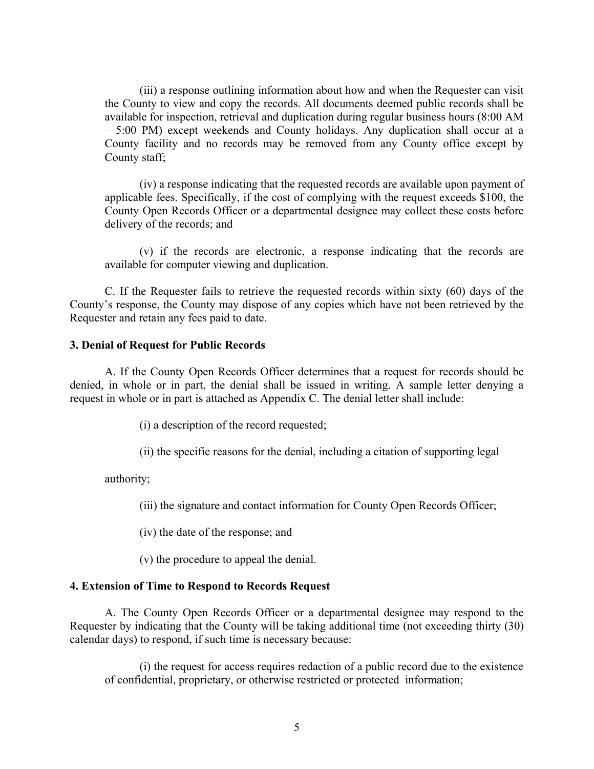(iii) a response outlining information about how and when the Requester can visit the County to view and copy the records. All documents deemed public records shall be available for inspection, retrieval and duplication during regular business hours (8:00 AM – 5:00 PM) except weekends and County holidays. Any duplication shall occur at a County facility and no records may be removed from any County office except by County staff;

(iv) a response indicating that the requested records are available upon payment of applicable fees. Specifically, if the cost of complying with the request exceeds $100, the County Open Records Officer or a departmental designee may collect these costs before delivery of the records; and

(v) if the records are electronic, a response indicating that the records are available for computer viewing and duplication.

C. If the Requester fails to retrieve the requested records within sixty (60) days of the County's response, the County may dispose of any copies which have not been retrieved by the Requester and retain any fees paid to date.

**3. Denial of Request for Public Records**

A. If the County Open Records Officer determines that a request for records should be denied, in whole or in part, the denial shall be issued in writing. A sample letter denying a request in whole or in part is attached as Appendix C. The denial letter shall include:

(i) a description of the record requested;

(ii) the specific reasons for the denial, including a citation of supporting legal authority;

(iii) the signature and contact information for County Open Records Officer;

(iv) the date of the response; and

(v) the procedure to appeal the denial.

**4. Extension of Time to Respond to Records Request**

A. The County Open Records Officer or a departmental designee may respond to the Requester by indicating that the County will be taking additional time (not exceeding thirty (30) calendar days) to respond, if such time is necessary because:

(i) the request for access requires redaction of a public record due to the existence of confidential, proprietary, or otherwise restricted or protected information;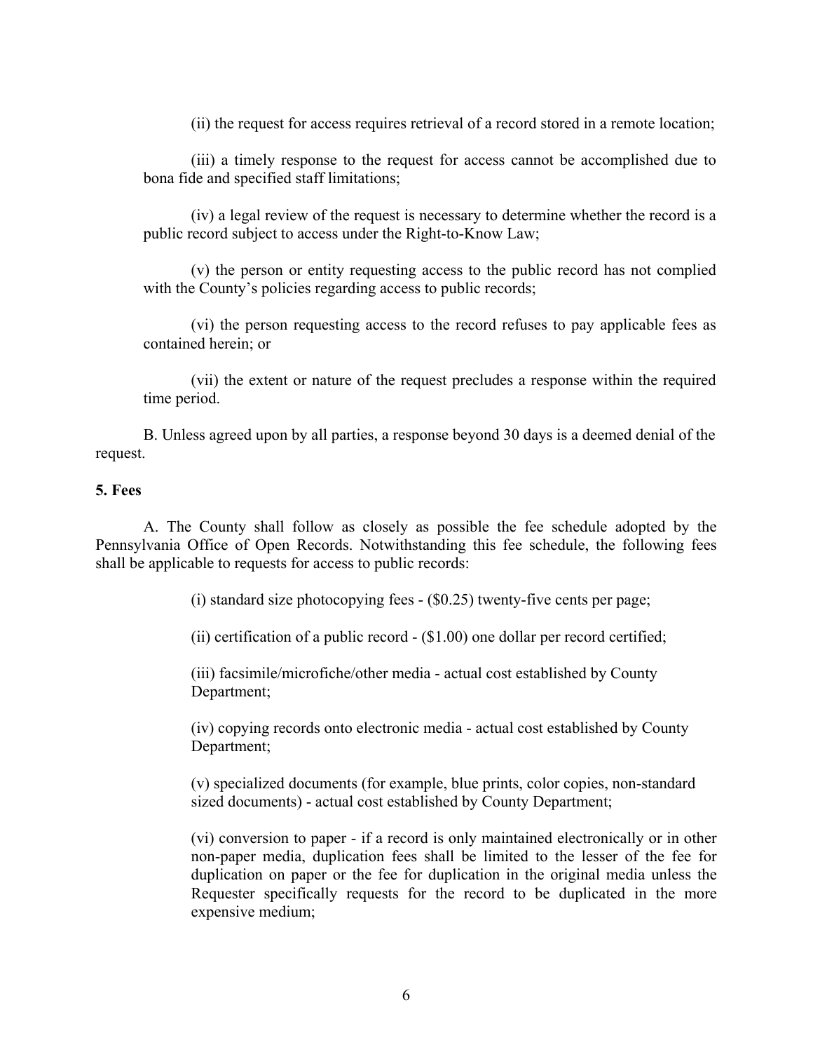(ii) the request for access requires retrieval of a record stored in a remote location;

(iii) a timely response to the request for access cannot be accomplished due to bona fide and specified staff limitations;

(iv) a legal review of the request is necessary to determine whether the record is a public record subject to access under the Right-to-Know Law;

(v) the person or entity requesting access to the public record has not complied with the County's policies regarding access to public records;

(vi) the person requesting access to the record refuses to pay applicable fees as contained herein; or

(vii) the extent or nature of the request precludes a response within the required time period.

B. Unless agreed upon by all parties, a response beyond 30 days is a deemed denial of the request.

**5. Fees**

A. The County shall follow as closely as possible the fee schedule adopted by the Pennsylvania Office of Open Records. Notwithstanding this fee schedule, the following fees shall be applicable to requests for access to public records:

(i) standard size photocopying fees - ($0.25) twenty-five cents per page;

(ii) certification of a public record - ($1.00) one dollar per record certified;

(iii) facsimile/microfiche/other media - actual cost established by County Department;

(iv) copying records onto electronic media - actual cost established by County Department;

(v) specialized documents (for example, blue prints, color copies, non-standard sized documents) - actual cost established by County Department;

(vi) conversion to paper - if a record is only maintained electronically or in other non-paper media, duplication fees shall be limited to the lesser of the fee for duplication on paper or the fee for duplication in the original media unless the Requester specifically requests for the record to be duplicated in the more expensive medium;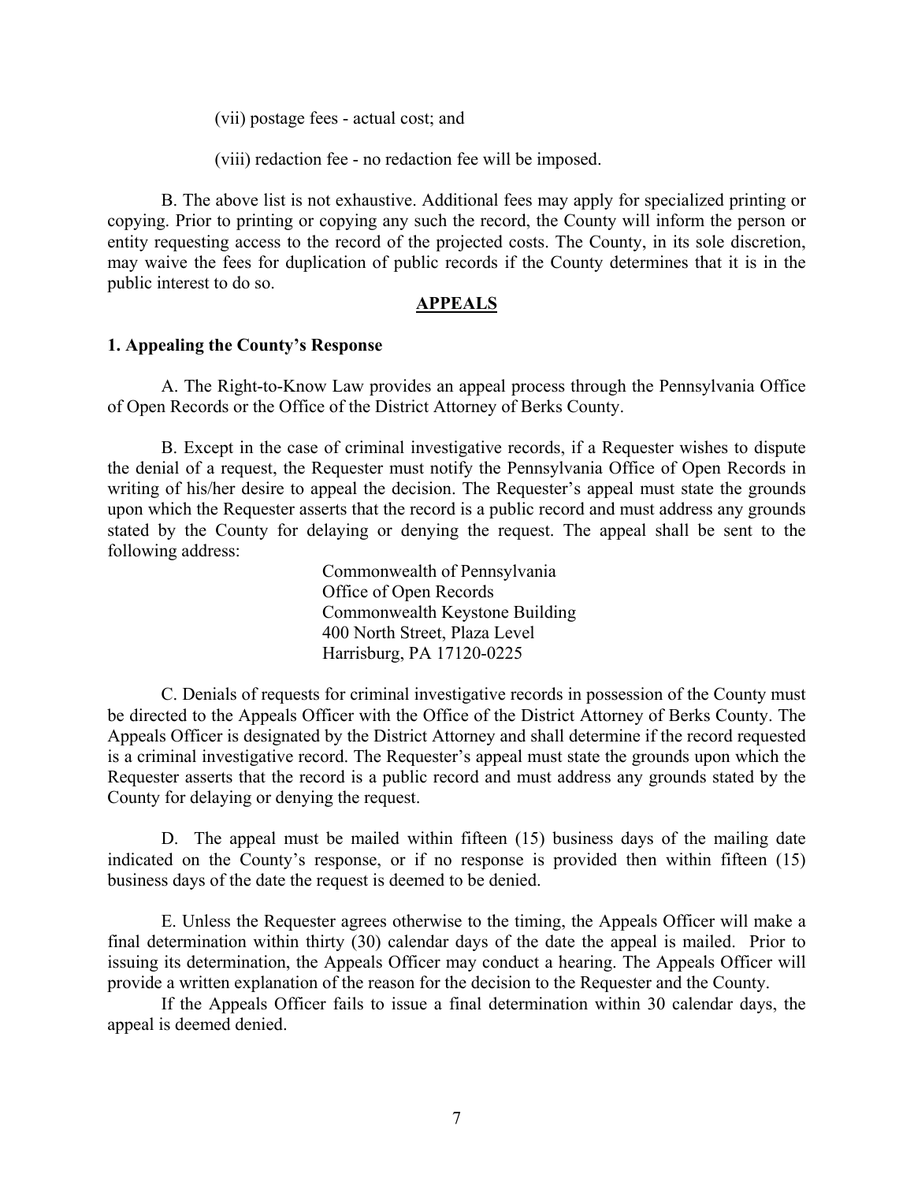(vii) postage fees - actual cost; and

(viii) redaction fee - no redaction fee will be imposed.

B. The above list is not exhaustive. Additional fees may apply for specialized printing or copying. Prior to printing or copying any such the record, the County will inform the person or entity requesting access to the record of the projected costs. The County, in its sole discretion, may waive the fees for duplication of public records if the County determines that it is in the public interest to do so.

## APPEALS

### 1. Appealing the County's Response

A. The Right-to-Know Law provides an appeal process through the Pennsylvania Office of Open Records or the Office of the District Attorney of Berks County.

B. Except in the case of criminal investigative records, if a Requester wishes to dispute the denial of a request, the Requester must notify the Pennsylvania Office of Open Records in writing of his/her desire to appeal the decision. The Requester's appeal must state the grounds upon which the Requester asserts that the record is a public record and must address any grounds stated by the County for delaying or denying the request. The appeal shall be sent to the following address:

Commonwealth of Pennsylvania
Office of Open Records
Commonwealth Keystone Building
400 North Street, Plaza Level
Harrisburg, PA 17120-0225

C. Denials of requests for criminal investigative records in possession of the County must be directed to the Appeals Officer with the Office of the District Attorney of Berks County. The Appeals Officer is designated by the District Attorney and shall determine if the record requested is a criminal investigative record. The Requester's appeal must state the grounds upon which the Requester asserts that the record is a public record and must address any grounds stated by the County for delaying or denying the request.

D. The appeal must be mailed within fifteen (15) business days of the mailing date indicated on the County's response, or if no response is provided then within fifteen (15) business days of the date the request is deemed to be denied.

E. Unless the Requester agrees otherwise to the timing, the Appeals Officer will make a final determination within thirty (30) calendar days of the date the appeal is mailed. Prior to issuing its determination, the Appeals Officer may conduct a hearing. The Appeals Officer will provide a written explanation of the reason for the decision to the Requester and the County.

If the Appeals Officer fails to issue a final determination within 30 calendar days, the appeal is deemed denied.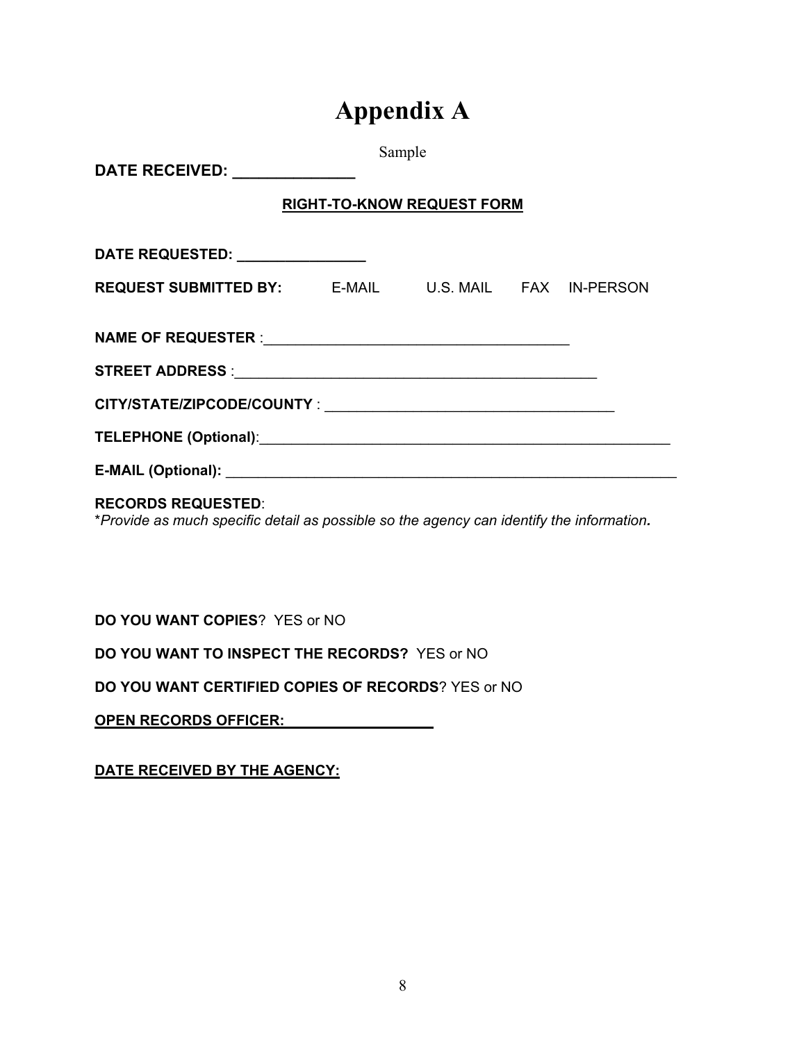# Appendix A

Sample

**DATE RECEIVED: ______________**

**RIGHT-TO-KNOW REQUEST FORM**

**DATE REQUESTED: ________________**

**REQUEST SUBMITTED BY:** E-MAIL U.S. MAIL FAX IN-PERSON

**NAME OF REQUESTER** :______________________________________

**STREET ADDRESS** :______________________________________________

**CITY/STATE/ZIPCODE/COUNTY** : ____________________________________

**TELEPHONE (Optional)**:_____________________________________________________

**E-MAIL (Optional):** _________________________________________________________

**RECORDS REQUESTED**:
*Provide as much specific detail as possible so the agency can identify the information.*

**DO YOU WANT COPIES**? YES or NO

**DO YOU WANT TO INSPECT THE RECORDS?** YES or NO

**DO YOU WANT CERTIFIED COPIES OF RECORDS**? YES or NO

**OPEN RECORDS OFFICER: __________________**

**DATE RECEIVED BY THE AGENCY:**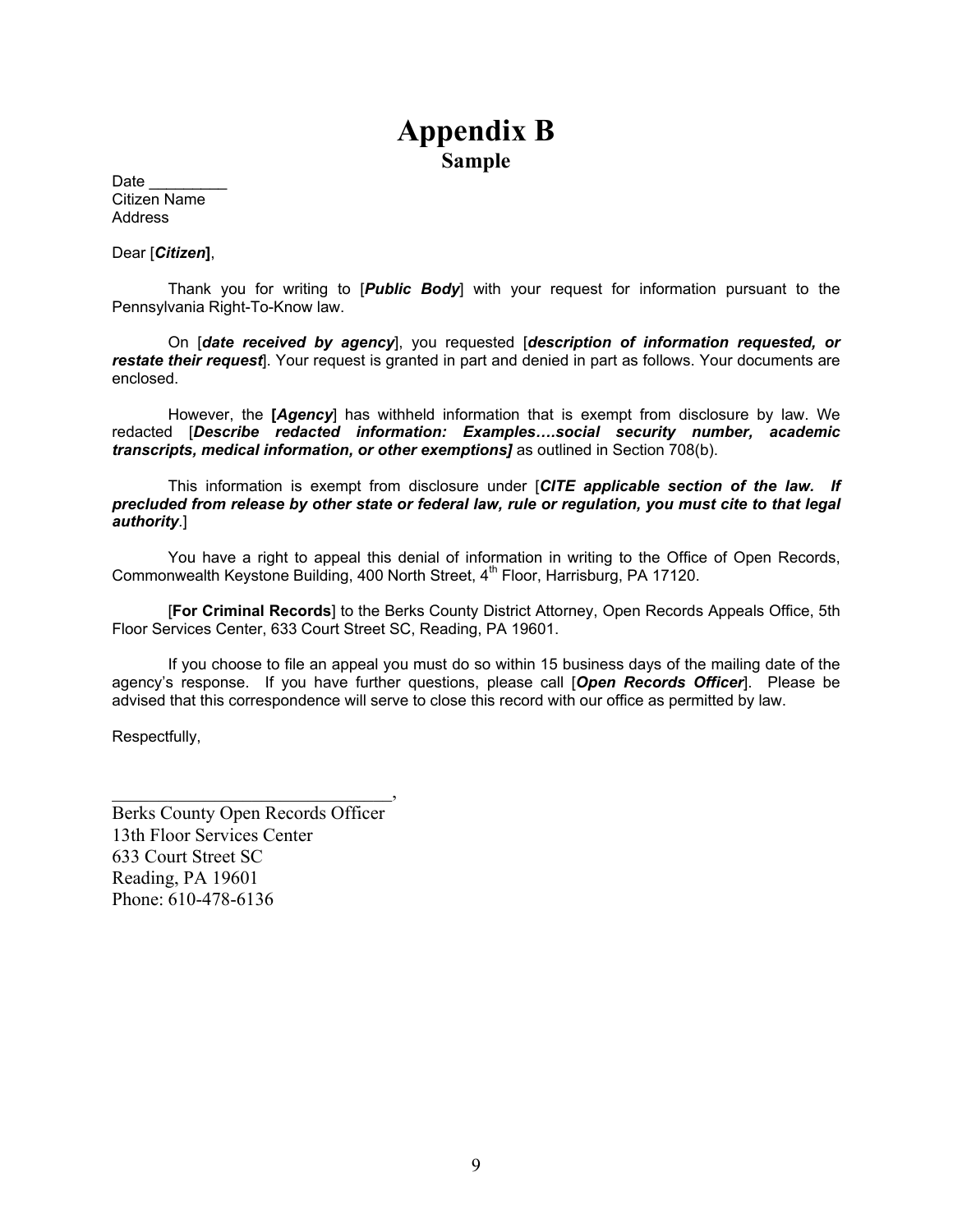# Appendix B

## Sample

Date _________
Citizen Name
Address

Dear [***Citizen***],

Thank you for writing to [***Public Body***] with your request for information pursuant to the Pennsylvania Right-To-Know law.

On [***date received by agency***], you requested [***description of information requested, or restate their request***]. Your request is granted in part and denied in part as follows. Your documents are enclosed.

However, the **[*Agency*]** has withheld information that is exempt from disclosure by law. We redacted [***Describe redacted information: Examples….social security number, academic transcripts, medical information, or other exemptions]*** as outlined in Section 708(b).

This information is exempt from disclosure under [***CITE applicable section of the law. If precluded from release by other state or federal law, rule or regulation, you must cite to that legal authority***.]

You have a right to appeal this denial of information in writing to the Office of Open Records, Commonwealth Keystone Building, 400 North Street, 4th Floor, Harrisburg, PA 17120.

[**For Criminal Records**] to the Berks County District Attorney, Open Records Appeals Office, 5th Floor Services Center, 633 Court Street SC, Reading, PA 19601.

If you choose to file an appeal you must do so within 15 business days of the mailing date of the agency's response. If you have further questions, please call [***Open Records Officer***]. Please be advised that this correspondence will serve to close this record with our office as permitted by law.

Respectfully,

______________________________,
Berks County Open Records Officer
13th Floor Services Center
633 Court Street SC
Reading, PA 19601
Phone: 610-478-6136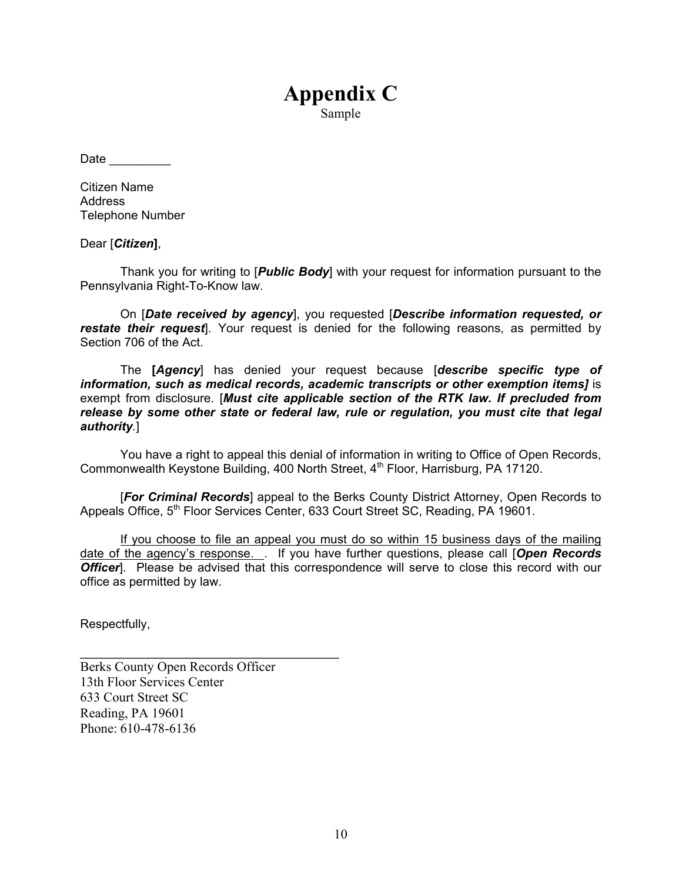# Appendix C

Sample

Date _________

Citizen Name
Address
Telephone Number

Dear [***Citizen***],

Thank you for writing to [***Public Body***] with your request for information pursuant to the Pennsylvania Right-To-Know law.

On [***Date received by agency***], you requested [***Describe information requested, or restate their request***]. Your request is denied for the following reasons, as permitted by Section 706 of the Act.

The **[*Agency*]** has denied your request because [***describe specific type of information, such as medical records, academic transcripts or other exemption items]*** is exempt from disclosure. [***Must cite applicable section of the RTK law. If precluded from release by some other state or federal law, rule or regulation, you must cite that legal authority.***]

You have a right to appeal this denial of information in writing to Office of Open Records, Commonwealth Keystone Building, 400 North Street, 4th Floor, Harrisburg, PA 17120.

[***For Criminal Records***] appeal to the Berks County District Attorney, Open Records to Appeals Office, 5th Floor Services Center, 633 Court Street SC, Reading, PA 19601.

<u>If you choose to file an appeal you must do so within 15 business days of the mailing date of the agency's response.</u> . If you have further questions, please call [***Open Records Officer***]. Please be advised that this correspondence will serve to close this record with our office as permitted by law.

Respectfully,

_______________________________________

Berks County Open Records Officer
13th Floor Services Center
633 Court Street SC
Reading, PA 19601
Phone: 610-478-6136